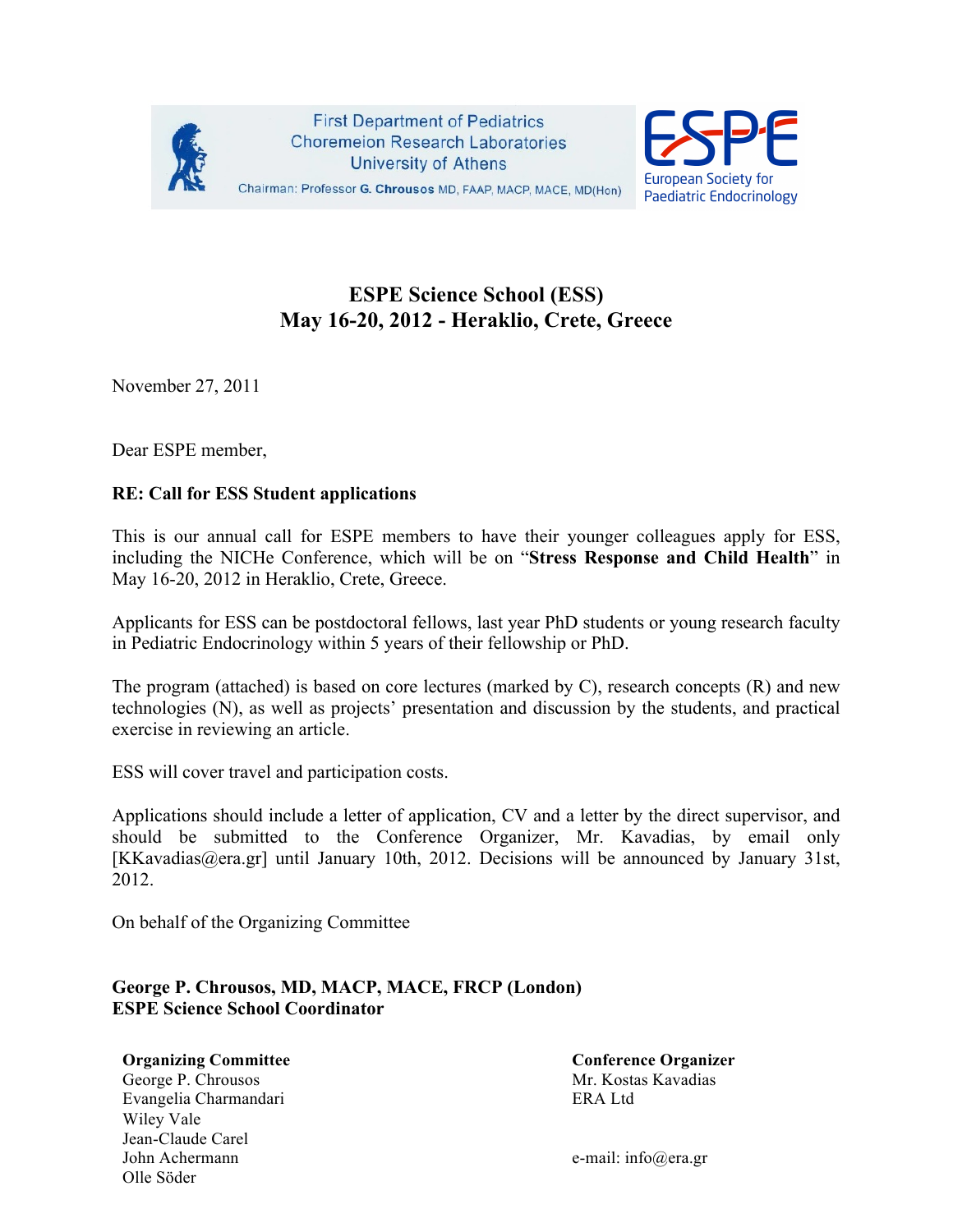First Department of Pediatrics
Choremeion Research Laboratories
University of Athens
Chairman: Professor **G. Chrousos** MD, FAAP, MACP, MACE, MD(Hon)

ESPE
European Society for Paediatric Endocrinology

# ESPE Science School (ESS)
# May 16-20, 2012 - Heraklio, Crete, Greece

November 27, 2011

Dear ESPE member,

**RE: Call for ESS Student applications**

This is our annual call for ESPE members to have their younger colleagues apply for ESS, including the NICHe Conference, which will be on "**Stress Response and Child Health**" in May 16-20, 2012 in Heraklio, Crete, Greece.

Applicants for ESS can be postdoctoral fellows, last year PhD students or young research faculty in Pediatric Endocrinology within 5 years of their fellowship or PhD.

The program (attached) is based on core lectures (marked by C), research concepts (R) and new technologies (N), as well as projects' presentation and discussion by the students, and practical exercise in reviewing an article.

ESS will cover travel and participation costs.

Applications should include a letter of application, CV and a letter by the direct supervisor, and should be submitted to the Conference Organizer, Mr. Kavadias, by email only [KKavadias@era.gr] until January 10th, 2012. Decisions will be announced by January 31st, 2012.

On behalf of the Organizing Committee

**George P. Chrousos, MD, MACP, MACE, FRCP (London)**
**ESPE Science School Coordinator**

**Organizing Committee**
George P. Chrousos
Evangelia Charmandari
Wiley Vale
Jean-Claude Carel
John Achermann
Olle Söder

**Conference Organizer**
Mr. Kostas Kavadias
ERA Ltd

e-mail: info@era.gr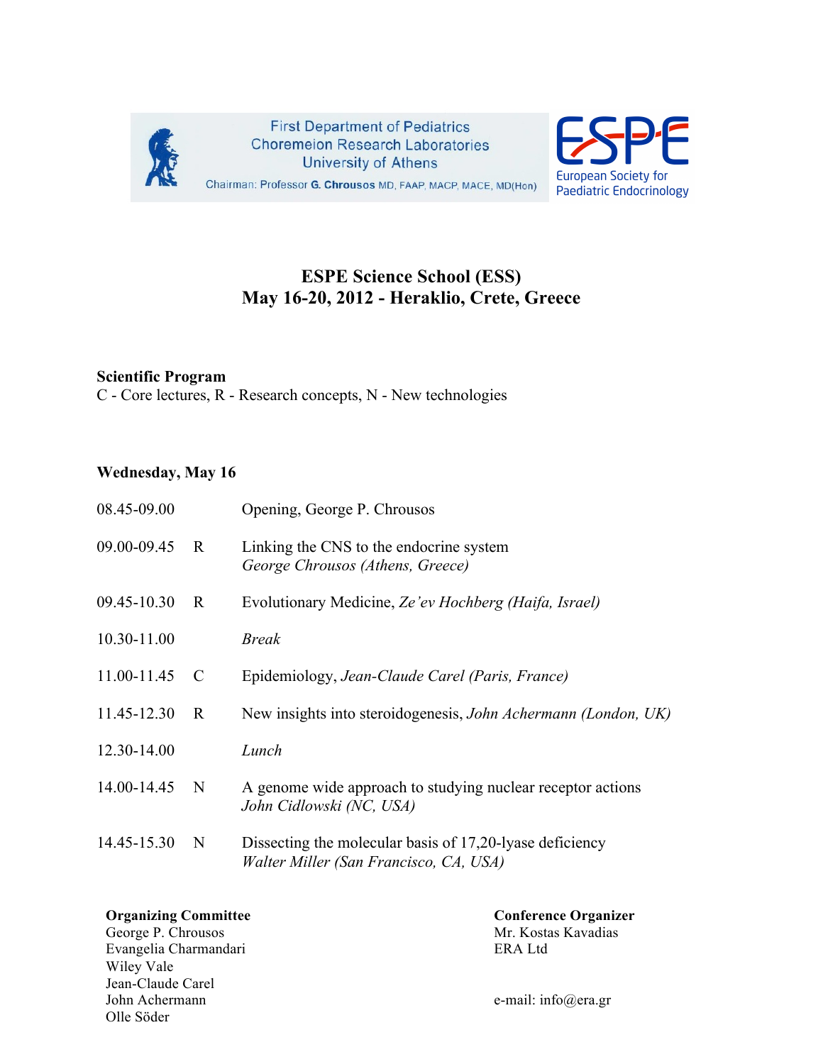First Department of Pediatrics
Choremeion Research Laboratories
University of Athens
Chairman: Professor **G. Chrousos** MD, FAAP, MACP, MACE, MD(Hon)

ESPE
European Society for Paediatric Endocrinology

# ESPE Science School (ESS)
## May 16-20, 2012 - Heraklio, Crete, Greece

**Scientific Program**
C - Core lectures, R - Research concepts, N - New technologies

### Wednesday, May 16

| Time | Type | Session |
|---|---|---|
| 08.45-09.00 | | Opening, George P. Chrousos |
| 09.00-09.45 | R | Linking the CNS to the endocrine system *George Chrousos (Athens, Greece)* |
| 09.45-10.30 | R | Evolutionary Medicine, *Ze'ev Hochberg (Haifa, Israel)* |
| 10.30-11.00 | | *Break* |
| 11.00-11.45 | C | Epidemiology, *Jean-Claude Carel (Paris, France)* |
| 11.45-12.30 | R | New insights into steroidogenesis, *John Achermann (London, UK)* |
| 12.30-14.00 | | *Lunch* |
| 14.00-14.45 | N | A genome wide approach to studying nuclear receptor actions *John Cidlowski (NC, USA)* |
| 14.45-15.30 | N | Dissecting the molecular basis of 17,20-lyase deficiency *Walter Miller (San Francisco, CA, USA)* |

**Organizing Committee**
George P. Chrousos
Evangelia Charmandari
Wiley Vale
Jean-Claude Carel
John Achermann
Olle Söder

**Conference Organizer**
Mr. Kostas Kavadias
ERA Ltd

e-mail: info@era.gr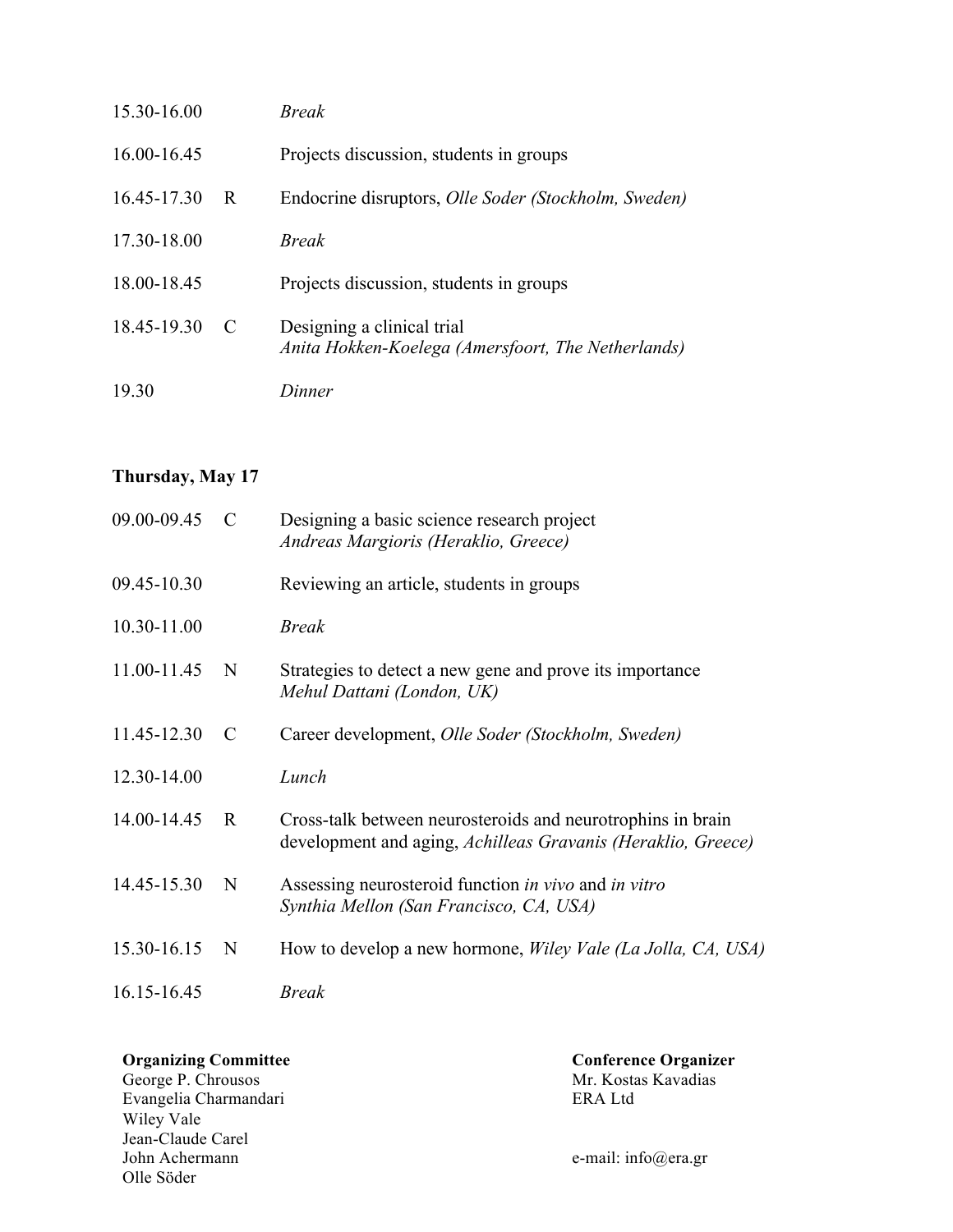| | | |
|---|---|---|
| 15.30-16.00 | | *Break* |
| 16.00-16.45 | | Projects discussion, students in groups |
| 16.45-17.30 | R | Endocrine disruptors, *Olle Soder (Stockholm, Sweden)* |
| 17.30-18.00 | | *Break* |
| 18.00-18.45 | | Projects discussion, students in groups |
| 18.45-19.30 | C | Designing a clinical trial *Anita Hokken-Koelega (Amersfoort, The Netherlands)* |
| 19.30 | | *Dinner* |

**Thursday, May 17**

| | | |
|---|---|---|
| 09.00-09.45 | C | Designing a basic science research project *Andreas Margioris (Heraklio, Greece)* |
| 09.45-10.30 | | Reviewing an article, students in groups |
| 10.30-11.00 | | *Break* |
| 11.00-11.45 | N | Strategies to detect a new gene and prove its importance *Mehul Dattani (London, UK)* |
| 11.45-12.30 | C | Career development, *Olle Soder (Stockholm, Sweden)* |
| 12.30-14.00 | | *Lunch* |
| 14.00-14.45 | R | Cross-talk between neurosteroids and neurotrophins in brain development and aging, *Achilleas Gravanis (Heraklio, Greece)* |
| 14.45-15.30 | N | Assessing neurosteroid function *in vivo* and *in vitro* *Synthia Mellon (San Francisco, CA, USA)* |
| 15.30-16.15 | N | How to develop a new hormone, *Wiley Vale (La Jolla, CA, USA)* |
| 16.15-16.45 | | *Break* |

**Organizing Committee**
George P. Chrousos
Evangelia Charmandari
Wiley Vale
Jean-Claude Carel
John Achermann
Olle Söder

**Conference Organizer**
Mr. Kostas Kavadias
ERA Ltd

e-mail: info@era.gr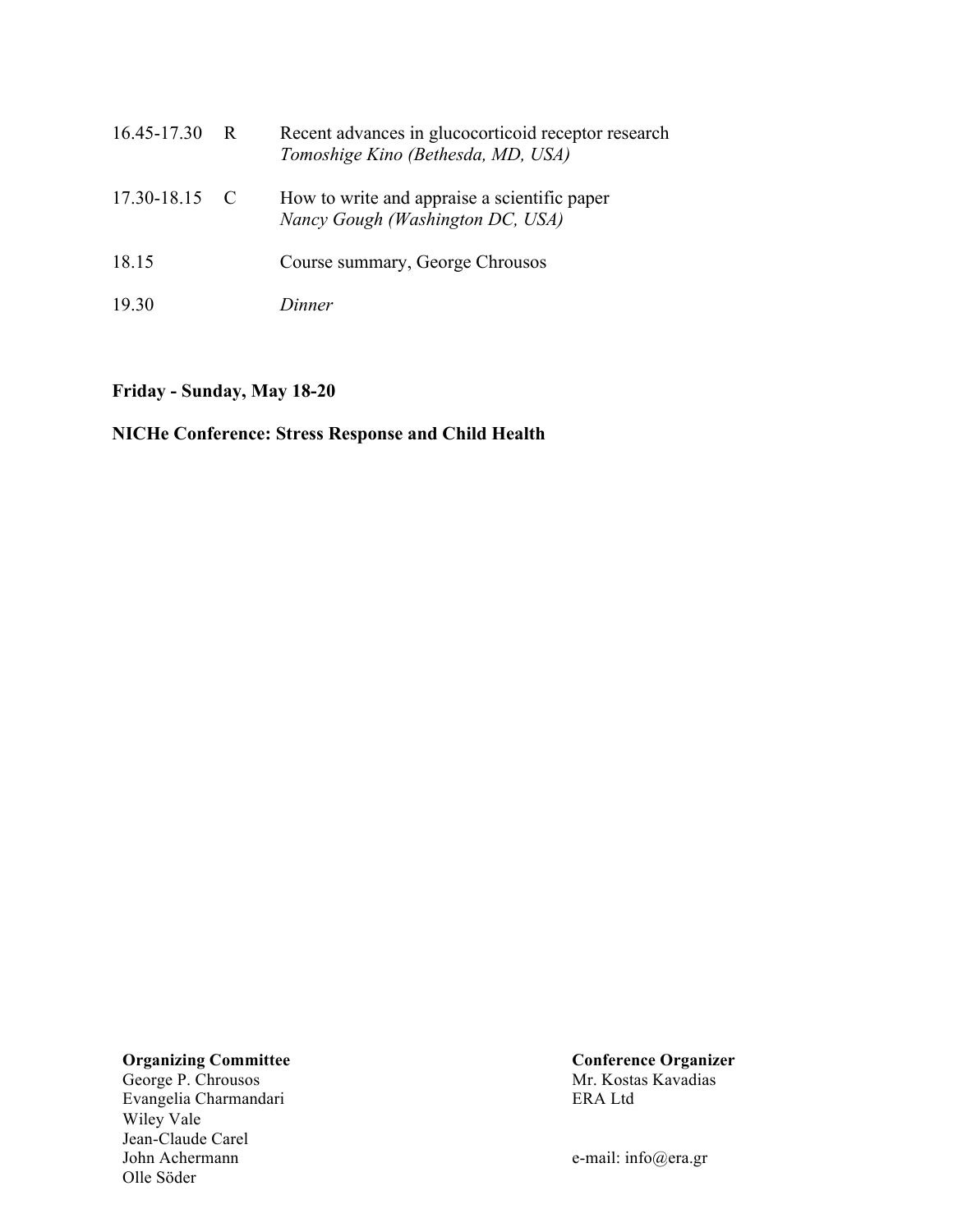| | | |
|---|---|---|
| 16.45-17.30 | R | Recent advances in glucocorticoid receptor research<br>*Tomoshige Kino (Bethesda, MD, USA)* |
| 17.30-18.15 | C | How to write and appraise a scientific paper<br>*Nancy Gough (Washington DC, USA)* |
| 18.15 | | Course summary, George Chrousos |
| 19.30 | | *Dinner* |

**Friday - Sunday, May 18-20**

**NICHe Conference: Stress Response and Child Health**

**Organizing Committee**
George P. Chrousos
Evangelia Charmandari
Wiley Vale
Jean-Claude Carel
John Achermann
Olle Söder

**Conference Organizer**
Mr. Kostas Kavadias
ERA Ltd

e-mail: info@era.gr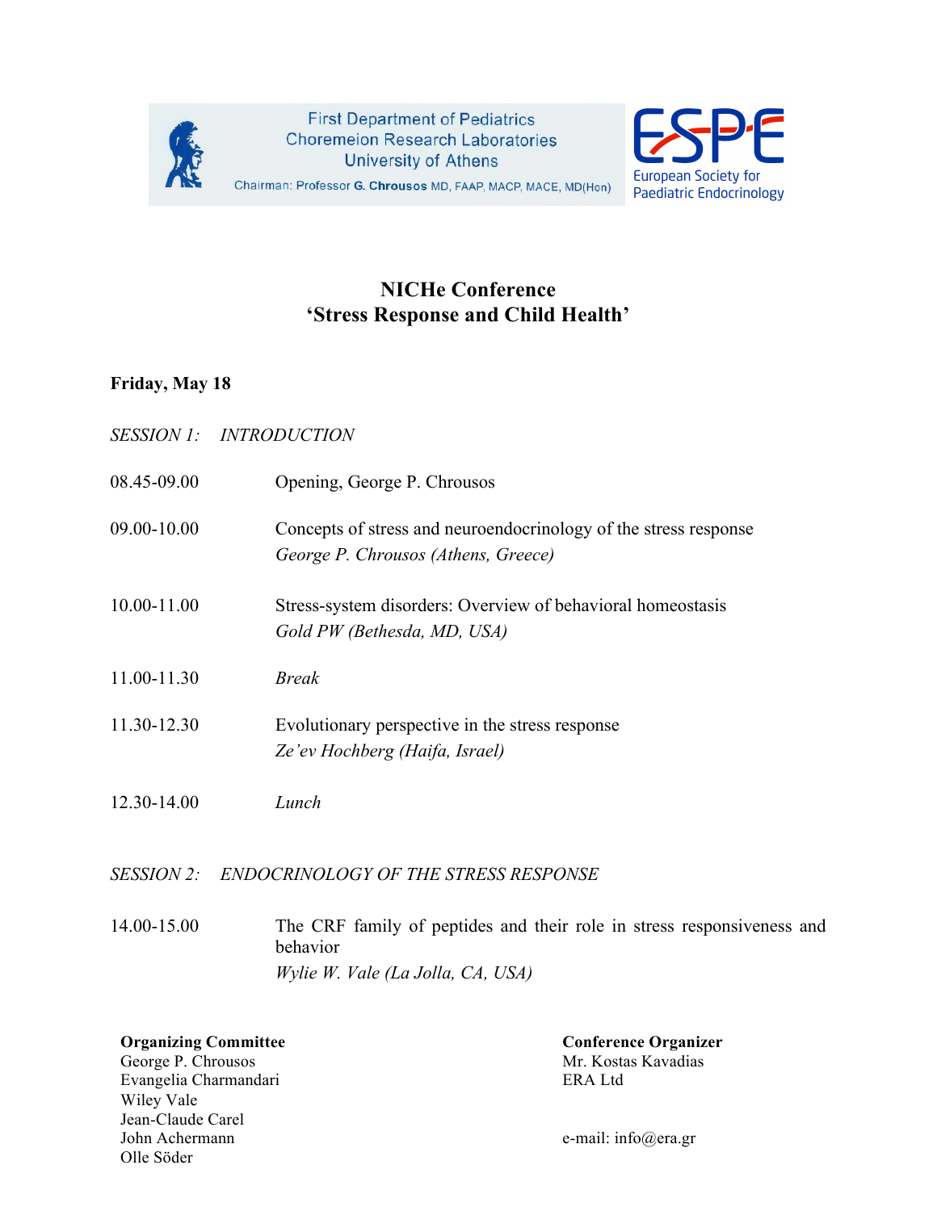First Department of Pediatrics
Choremeion Research Laboratories
University of Athens
Chairman: Professor G. Chrousos MD, FAAP, MACP, MACE, MD(Hon)

ESPE
European Society for Paediatric Endocrinology

# NICHe Conference
# 'Stress Response and Child Health'

**Friday, May 18**

*SESSION 1: INTRODUCTION*

| | |
|---|---|
| 08.45-09.00 | Opening, George P. Chrousos |
| 09.00-10.00 | Concepts of stress and neuroendocrinology of the stress response<br>*George P. Chrousos (Athens, Greece)* |
| 10.00-11.00 | Stress-system disorders: Overview of behavioral homeostasis<br>*Gold PW (Bethesda, MD, USA)* |
| 11.00-11.30 | *Break* |
| 11.30-12.30 | Evolutionary perspective in the stress response<br>*Ze'ev Hochberg (Haifa, Israel)* |
| 12.30-14.00 | *Lunch* |

*SESSION 2: ENDOCRINOLOGY OF THE STRESS RESPONSE*

| | |
|---|---|
| 14.00-15.00 | The CRF family of peptides and their role in stress responsiveness and behavior<br>*Wylie W. Vale (La Jolla, CA, USA)* |

**Organizing Committee**
George P. Chrousos
Evangelia Charmandari
Wiley Vale
Jean-Claude Carel
John Achermann
Olle Söder

**Conference Organizer**
Mr. Kostas Kavadias
ERA Ltd

e-mail: info@era.gr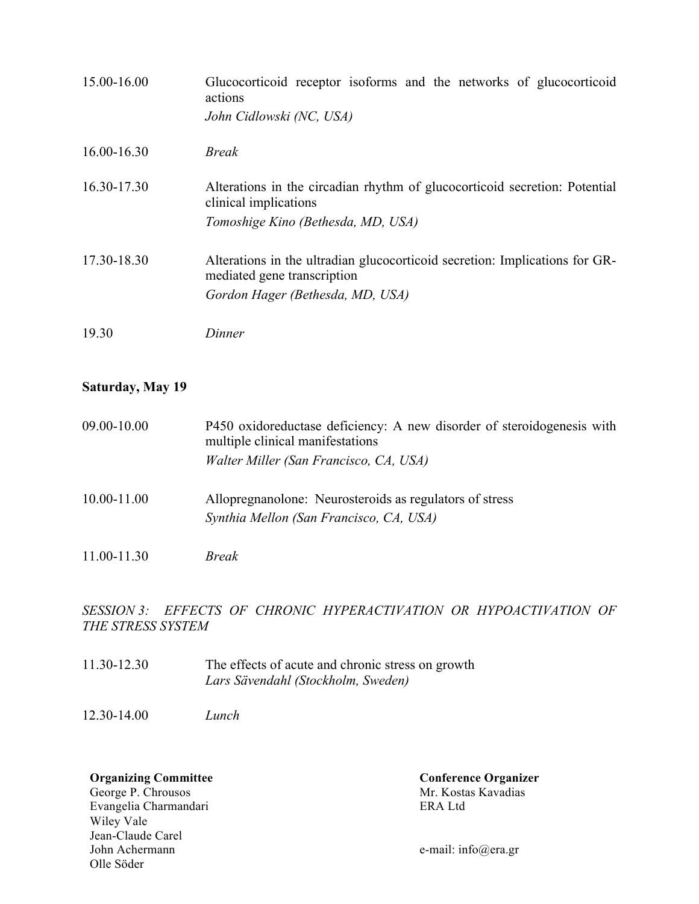| | |
|---|---|
| 15.00-16.00 | Glucocorticoid receptor isoforms and the networks of glucocorticoid actions<br>*John Cidlowski (NC, USA)* |
| 16.00-16.30 | *Break* |
| 16.30-17.30 | Alterations in the circadian rhythm of glucocorticoid secretion: Potential clinical implications<br>*Tomoshige Kino (Bethesda, MD, USA)* |
| 17.30-18.30 | Alterations in the ultradian glucocorticoid secretion: Implications for GR-mediated gene transcription<br>*Gordon Hager (Bethesda, MD, USA)* |
| 19.30 | *Dinner* |

**Saturday, May 19**

| | |
|---|---|
| 09.00-10.00 | P450 oxidoreductase deficiency: A new disorder of steroidogenesis with multiple clinical manifestations<br>*Walter Miller (San Francisco, CA, USA)* |
| 10.00-11.00 | Allopregnanolone: Neurosteroids as regulators of stress<br>*Synthia Mellon (San Francisco, CA, USA)* |
| 11.00-11.30 | *Break* |

*SESSION 3: EFFECTS OF CHRONIC HYPERACTIVATION OR HYPOACTIVATION OF THE STRESS SYSTEM*

| | |
|---|---|
| 11.30-12.30 | The effects of acute and chronic stress on growth<br>*Lars Sävendahl (Stockholm, Sweden)* |
| 12.30-14.00 | *Lunch* |

**Organizing Committee**
George P. Chrousos
Evangelia Charmandari
Wiley Vale
Jean-Claude Carel
John Achermann
Olle Söder

**Conference Organizer**
Mr. Kostas Kavadias
ERA Ltd

e-mail: info@era.gr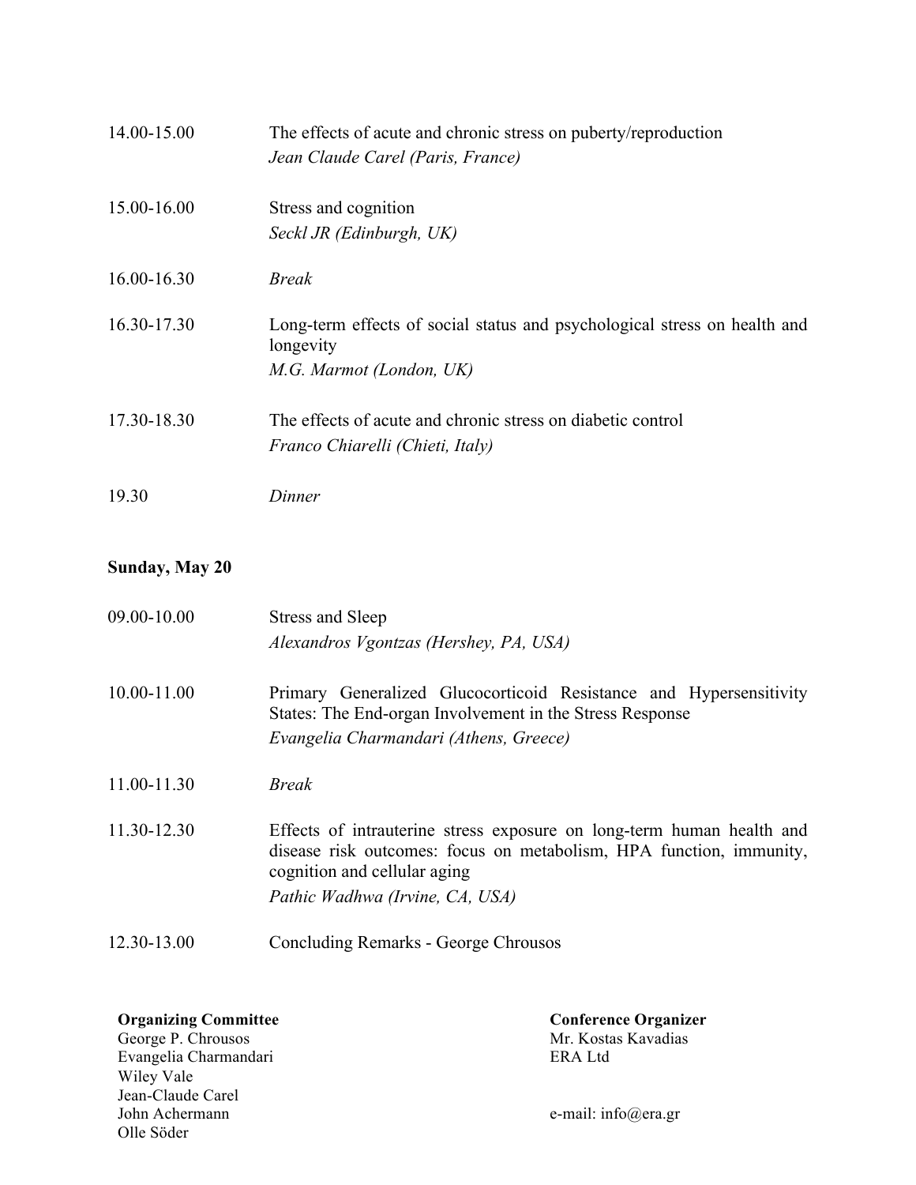| | |
|---|---|
| 14.00-15.00 | The effects of acute and chronic stress on puberty/reproduction<br>*Jean Claude Carel (Paris, France)* |
| 15.00-16.00 | Stress and cognition<br>*Seckl JR (Edinburgh, UK)* |
| 16.00-16.30 | *Break* |
| 16.30-17.30 | Long-term effects of social status and psychological stress on health and longevity<br>*M.G. Marmot (London, UK)* |
| 17.30-18.30 | The effects of acute and chronic stress on diabetic control<br>*Franco Chiarelli (Chieti, Italy)* |
| 19.30 | *Dinner* |

**Sunday, May 20**

| | |
|---|---|
| 09.00-10.00 | Stress and Sleep<br>*Alexandros Vgontzas (Hershey, PA, USA)* |
| 10.00-11.00 | Primary Generalized Glucocorticoid Resistance and Hypersensitivity States: The End-organ Involvement in the Stress Response<br>*Evangelia Charmandari (Athens, Greece)* |
| 11.00-11.30 | *Break* |
| 11.30-12.30 | Effects of intrauterine stress exposure on long-term human health and disease risk outcomes: focus on metabolism, HPA function, immunity, cognition and cellular aging<br>*Pathic Wadhwa (Irvine, CA, USA)* |
| 12.30-13.00 | Concluding Remarks - George Chrousos |

**Organizing Committee**
George P. Chrousos
Evangelia Charmandari
Wiley Vale
Jean-Claude Carel
John Achermann
Olle Söder

**Conference Organizer**
Mr. Kostas Kavadias
ERA Ltd

e-mail: info@era.gr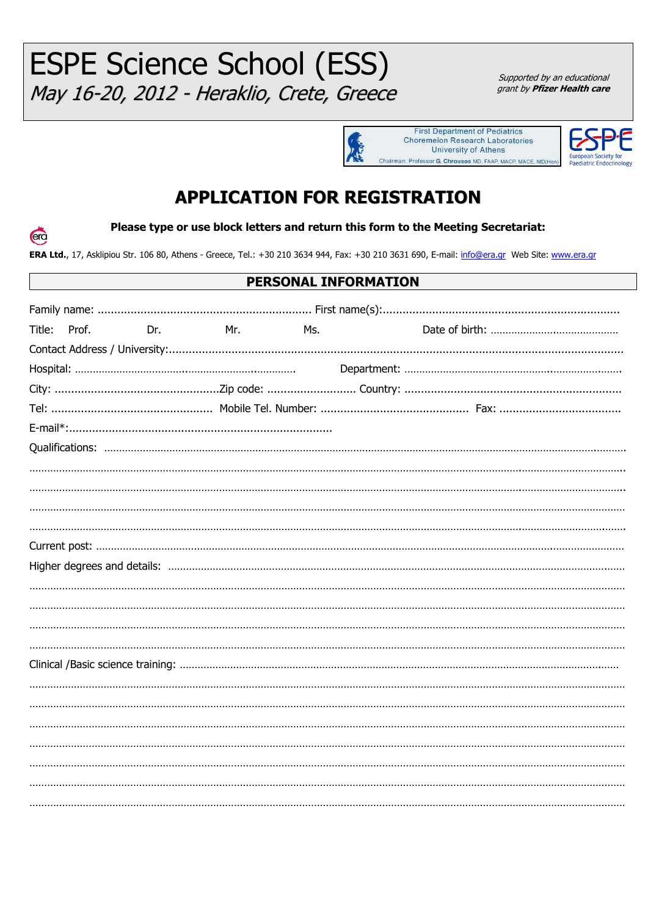# ESPE Science School (ESS)

*May 16-20, 2012 - Heraklio, Crete, Greece*

*Supported by an educational grant by* ***Pfizer Health care***

First Department of Pediatrics
Choremeion Research Laboratories
University of Athens
Chairman: Professor G. Chrousos MD, FAAP, MACP, MACE, MD(Hon)

ESPE
European Society for Paediatric Endocrinology

## APPLICATION FOR REGISTRATION

**Please type or use block letters and return this form to the Meeting Secretariat:**

era

**ERA Ltd.**, 17, Asklipiou Str. 106 80, Athens - Greece, Tel.: +30 210 3634 944, Fax: +30 210 3631 690, E-mail: info@era.gr Web Site: www.era.gr

### PERSONAL INFORMATION

Family name: ................................................................ First name(s):.......................................................................

Title: Prof. Dr. Mr. Ms. Date of birth: ..........................................

Contact Address / University:..........................................................................................................................

Hospital: ...................................................................... Department: ...........................................................................

City: .................................................Zip code: .......................... Country: .................................................................

Tel: ................................................ Mobile Tel. Number: ............................................ Fax: ....................................

E-mail*:...............................................................................

Qualifications: ..........................................................................................................................................................

..........................................................................................................................................................................................

..........................................................................................................................................................................................

..........................................................................................................................................................................................

..........................................................................................................................................................................................

Current post: ..............................................................................................................................................................

Higher degrees and details: ......................................................................................................................................

..........................................................................................................................................................................................

..........................................................................................................................................................................................

..........................................................................................................................................................................................

..........................................................................................................................................................................................

Clinical /Basic science training: ..............................................................................................................................

..........................................................................................................................................................................................

..........................................................................................................................................................................................

..........................................................................................................................................................................................

..........................................................................................................................................................................................

..........................................................................................................................................................................................

..........................................................................................................................................................................................

..........................................................................................................................................................................................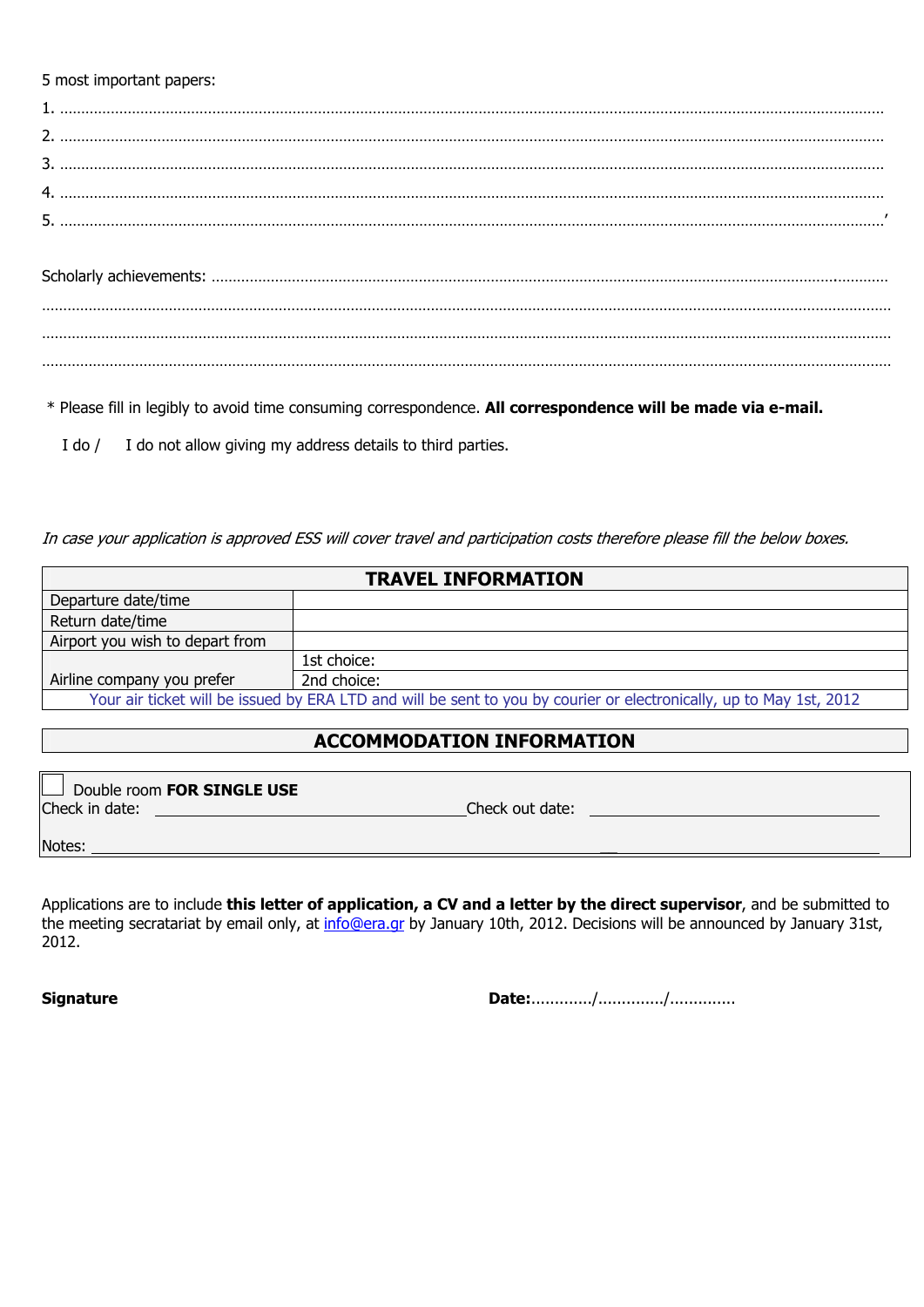5 most important papers:

1. ..............................................................................................................................................................

2. ..............................................................................................................................................................

3. ..............................................................................................................................................................

4. ..............................................................................................................................................................

5. ..............................................................................................................................................................'

Scholarly achievements: ..........................................................................................................................................

..............................................................................................................................................................

..............................................................................................................................................................

..............................................................................................................................................................

\* Please fill in legibly to avoid time consuming correspondence. **All correspondence will be made via e-mail.**

I do / I do not allow giving my address details to third parties.

*In case your application is approved ESS will cover travel and participation costs therefore please fill the below boxes.*

| TRAVEL INFORMATION | |
|---|---|
| Departure date/time | |
| Return date/time | |
| Airport you wish to depart from | |
| Airline company you prefer | 1st choice: |
| | 2nd choice: |
| Your air ticket will be issued by ERA LTD and will be sent to you by courier or electronically, up to May 1st, 2012 | |

**ACCOMMODATION INFORMATION**

☐ Double room **FOR SINGLE USE**

Check in date: ______________________ Check out date: ______________________

Notes: ______________________________________________

Applications are to include **this letter of application, a CV and a letter by the direct supervisor**, and be submitted to the meeting secratariat by email only, at info@era.gr by January 10th, 2012. Decisions will be announced by January 31st, 2012.

**Signature** **Date:**............/............./.............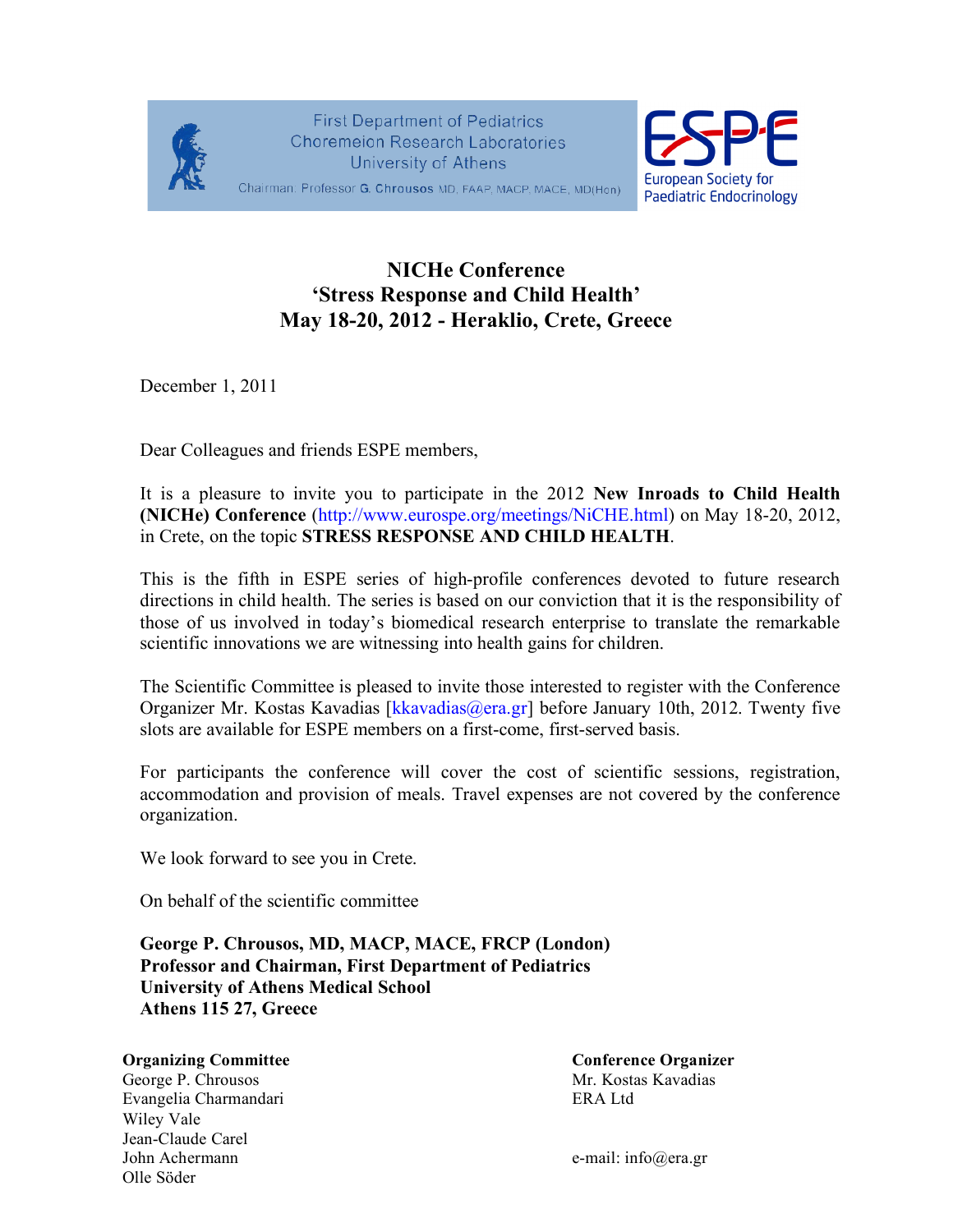First Department of Pediatrics
Choremeion Research Laboratories
University of Athens
Chairman: Professor **G. Chrousos** MD, FAAP, MACP, MACE, MD(Hon)

ESPE
European Society for Paediatric Endocrinology

# NICHe Conference
# 'Stress Response and Child Health'
# May 18-20, 2012 - Heraklio, Crete, Greece

December 1, 2011

Dear Colleagues and friends ESPE members,

It is a pleasure to invite you to participate in the 2012 **New Inroads to Child Health (NICHe) Conference** (http://www.eurospe.org/meetings/NiCHE.html) on May 18-20, 2012, in Crete, on the topic **STRESS RESPONSE AND CHILD HEALTH**.

This is the fifth in ESPE series of high-profile conferences devoted to future research directions in child health. The series is based on our conviction that it is the responsibility of those of us involved in today's biomedical research enterprise to translate the remarkable scientific innovations we are witnessing into health gains for children.

The Scientific Committee is pleased to invite those interested to register with the Conference Organizer Mr. Kostas Kavadias [kkavadias@era.gr] before January 10th, 2012. Twenty five slots are available for ESPE members on a first-come, first-served basis.

For participants the conference will cover the cost of scientific sessions, registration, accommodation and provision of meals. Travel expenses are not covered by the conference organization.

We look forward to see you in Crete.

On behalf of the scientific committee

**George P. Chrousos, MD, MACP, MACE, FRCP (London)**
**Professor and Chairman, First Department of Pediatrics**
**University of Athens Medical School**
**Athens 115 27, Greece**

**Organizing Committee**
George P. Chrousos
Evangelia Charmandari
Wiley Vale
Jean-Claude Carel
John Achermann
Olle Söder

**Conference Organizer**
Mr. Kostas Kavadias
ERA Ltd

e-mail: info@era.gr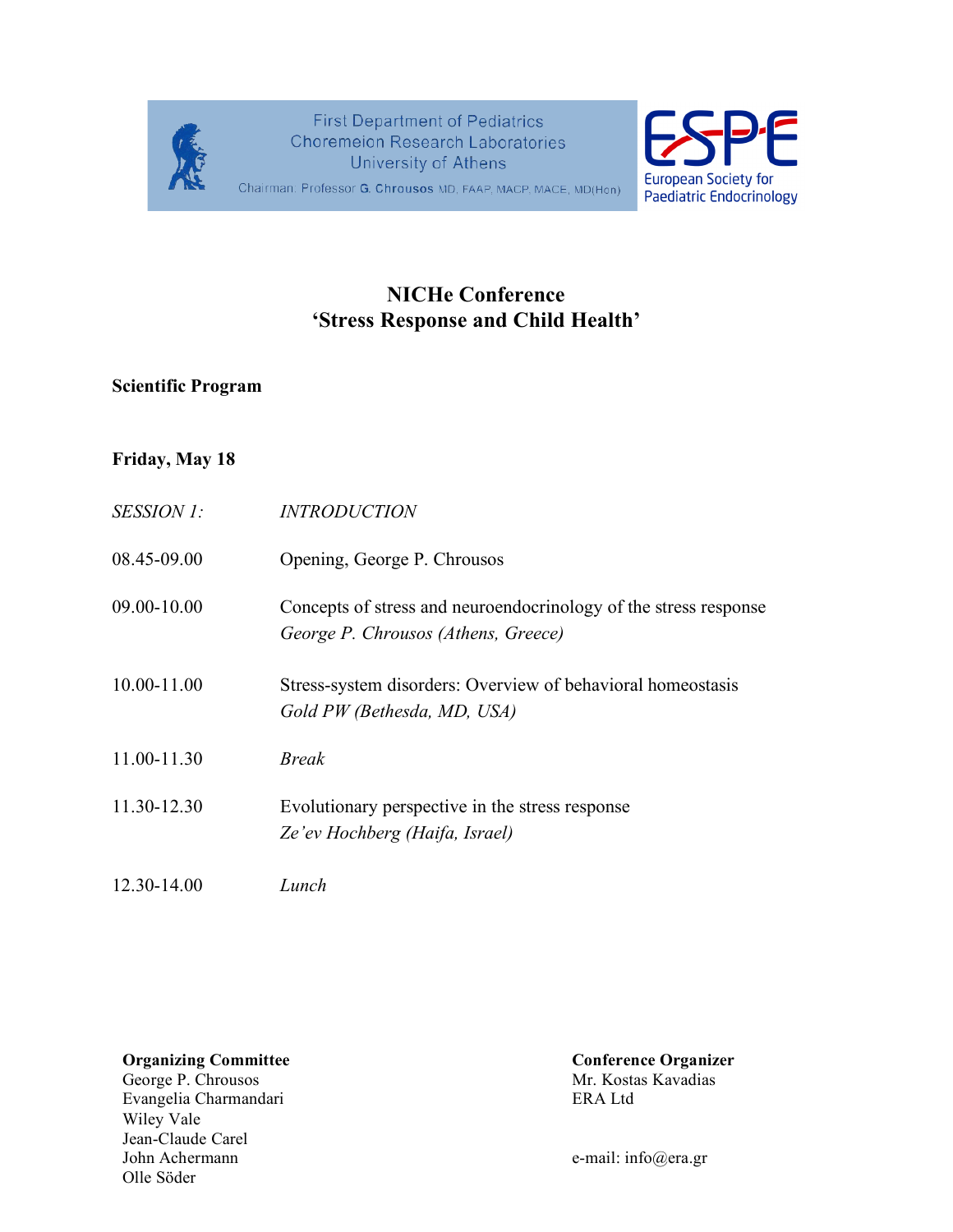First Department of Pediatrics
Choremeion Research Laboratories
University of Athens
Chairman: Professor G. Chrousos MD, FAAP, MACP, MACE, MD(Hon)

ESPE
European Society for Paediatric Endocrinology

# NICHe Conference
# 'Stress Response and Child Health'

**Scientific Program**

**Friday, May 18**

| | |
|---|---|
| *SESSION 1:* | *INTRODUCTION* |
| 08.45-09.00 | Opening, George P. Chrousos |
| 09.00-10.00 | Concepts of stress and neuroendocrinology of the stress response<br>*George P. Chrousos (Athens, Greece)* |
| 10.00-11.00 | Stress-system disorders: Overview of behavioral homeostasis<br>*Gold PW (Bethesda, MD, USA)* |
| 11.00-11.30 | *Break* |
| 11.30-12.30 | Evolutionary perspective in the stress response<br>*Ze'ev Hochberg (Haifa, Israel)* |
| 12.30-14.00 | *Lunch* |

**Organizing Committee**
George P. Chrousos
Evangelia Charmandari
Wiley Vale
Jean-Claude Carel
John Achermann
Olle Söder

**Conference Organizer**
Mr. Kostas Kavadias
ERA Ltd

e-mail: info@era.gr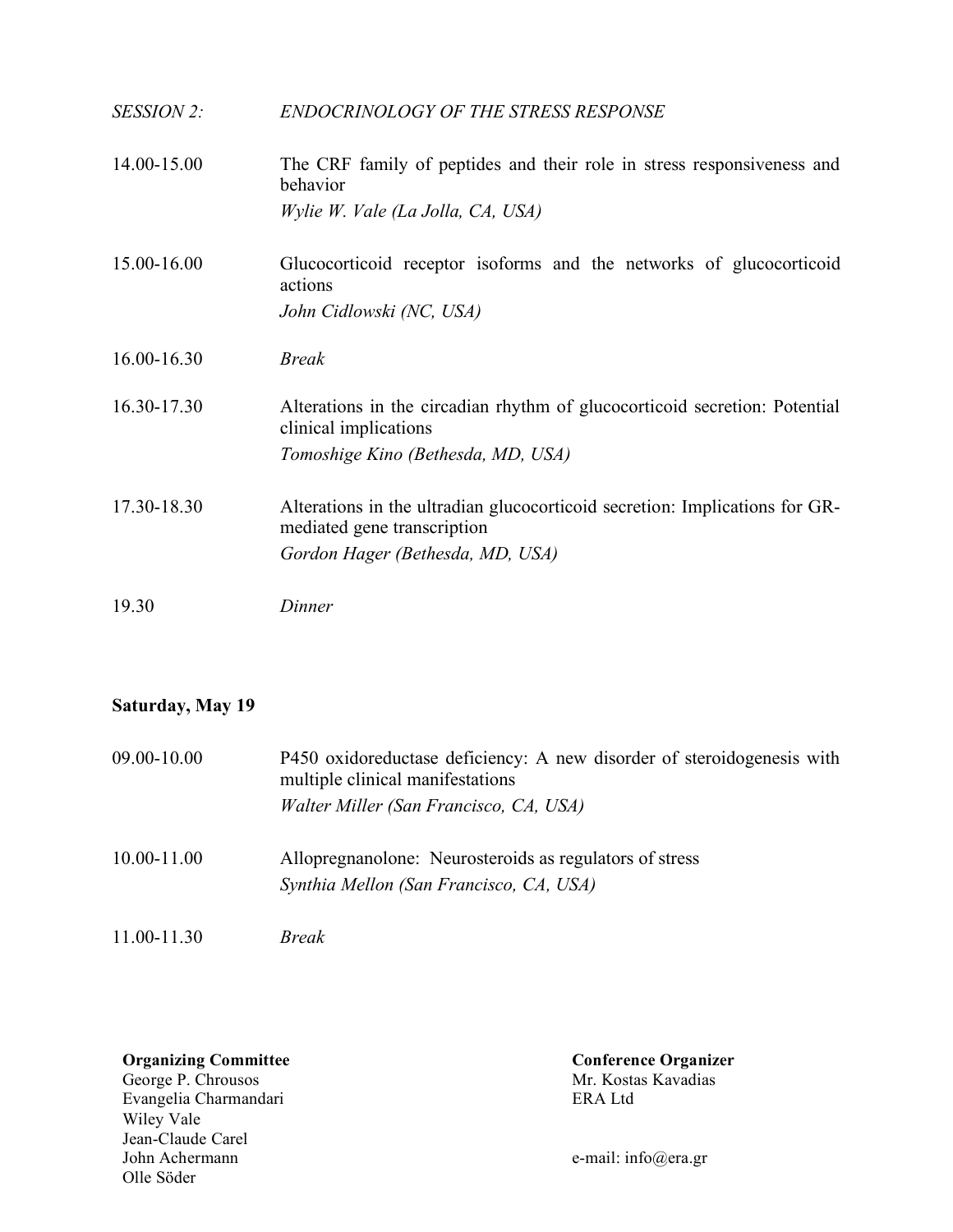*SESSION 2: ENDOCRINOLOGY OF THE STRESS RESPONSE*

14.00-15.00 The CRF family of peptides and their role in stress responsiveness and behavior
*Wylie W. Vale (La Jolla, CA, USA)*

15.00-16.00 Glucocorticoid receptor isoforms and the networks of glucocorticoid actions
*John Cidlowski (NC, USA)*

16.00-16.30 *Break*

16.30-17.30 Alterations in the circadian rhythm of glucocorticoid secretion: Potential clinical implications
*Tomoshige Kino (Bethesda, MD, USA)*

17.30-18.30 Alterations in the ultradian glucocorticoid secretion: Implications for GR-mediated gene transcription
*Gordon Hager (Bethesda, MD, USA)*

19.30 *Dinner*

**Saturday, May 19**

09.00-10.00 P450 oxidoreductase deficiency: A new disorder of steroidogenesis with multiple clinical manifestations
*Walter Miller (San Francisco, CA, USA)*

10.00-11.00 Allopregnanolone: Neurosteroids as regulators of stress
*Synthia Mellon (San Francisco, CA, USA)*

11.00-11.30 *Break*

**Organizing Committee**
George P. Chrousos
Evangelia Charmandari
Wiley Vale
Jean-Claude Carel
John Achermann
Olle Söder

**Conference Organizer**
Mr. Kostas Kavadias
ERA Ltd

e-mail: info@era.gr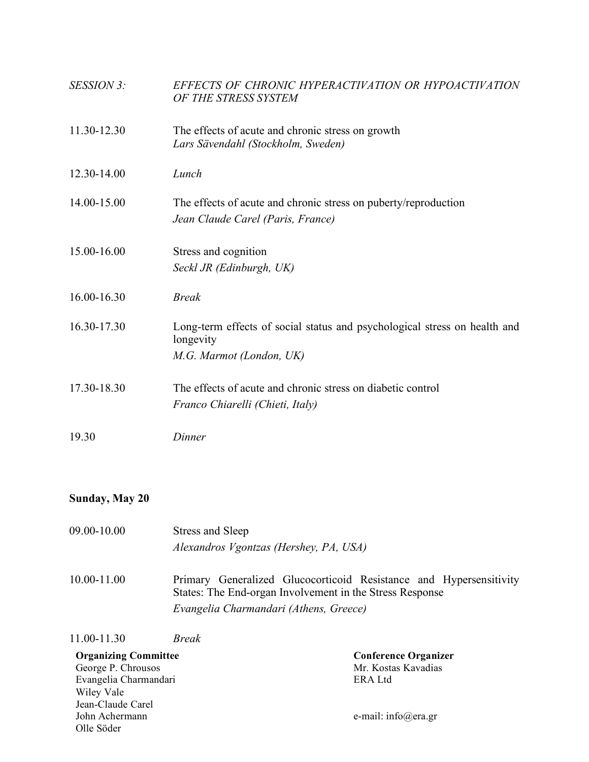*SESSION 3:* *EFFECTS OF CHRONIC HYPERACTIVATION OR HYPOACTIVATION OF THE STRESS SYSTEM*

| | |
|---|---|
| 11.30-12.30 | The effects of acute and chronic stress on growth<br>*Lars Sävendahl (Stockholm, Sweden)* |
| 12.30-14.00 | *Lunch* |
| 14.00-15.00 | The effects of acute and chronic stress on puberty/reproduction<br>*Jean Claude Carel (Paris, France)* |
| 15.00-16.00 | Stress and cognition<br>*Seckl JR (Edinburgh, UK)* |
| 16.00-16.30 | *Break* |
| 16.30-17.30 | Long-term effects of social status and psychological stress on health and longevity<br>*M.G. Marmot (London, UK)* |
| 17.30-18.30 | The effects of acute and chronic stress on diabetic control<br>*Franco Chiarelli (Chieti, Italy)* |
| 19.30 | *Dinner* |

**Sunday, May 20**

| | |
|---|---|
| 09.00-10.00 | Stress and Sleep<br>*Alexandros Vgontzas (Hershey, PA, USA)* |
| 10.00-11.00 | Primary Generalized Glucocorticoid Resistance and Hypersensitivity States: The End-organ Involvement in the Stress Response<br>*Evangelia Charmandari (Athens, Greece)* |
| 11.00-11.30 | *Break* |

**Organizing Committee**
George P. Chrousos
Evangelia Charmandari
Wiley Vale
Jean-Claude Carel
John Achermann
Olle Söder

**Conference Organizer**
Mr. Kostas Kavadias
ERA Ltd

e-mail: info@era.gr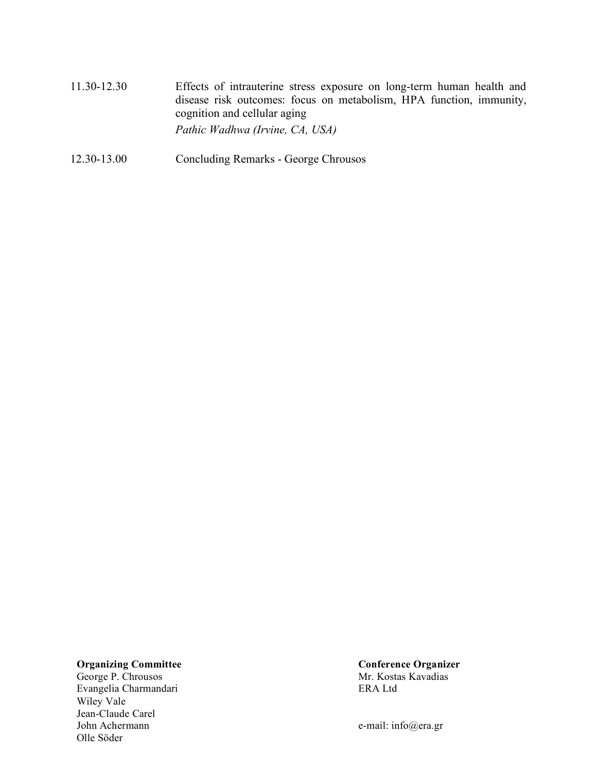| | |
|---|---|
| 11.30-12.30 | Effects of intrauterine stress exposure on long-term human health and disease risk outcomes: focus on metabolism, HPA function, immunity, cognition and cellular aging<br>*Pathic Wadhwa (Irvine, CA, USA)* |
| 12.30-13.00 | Concluding Remarks - George Chrousos |

**Organizing Committee**
George P. Chrousos
Evangelia Charmandari
Wiley Vale
Jean-Claude Carel
John Achermann
Olle Söder

**Conference Organizer**
Mr. Kostas Kavadias
ERA Ltd

e-mail: info@era.gr